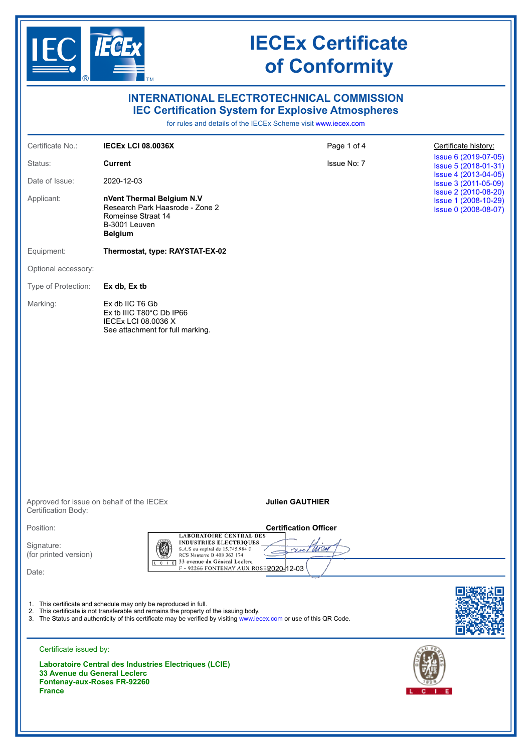# IECEx Certificate of Conformity

## INTERNATIONAL ELECTROTECHNICAL COMMISSION
## IEC Certification System for Explosive Atmospheres

for rules and details of the IECEx Scheme visit www.iecex.com

| | | | |
|---|---|---|---|
| Certificate No.: | **IECEx LCI 08.0036X** | Page 1 of 4 | Certificate history: |
| Status: | **Current** | Issue No: 7 | Issue 6 (2019-07-05) |
| Date of Issue: | 2020-12-03 | | Issue 5 (2018-01-31) |
| | | | Issue 4 (2013-04-05) |
| | | | Issue 3 (2011-05-09) |
| | | | Issue 2 (2010-08-20) |
| | | | Issue 1 (2008-10-29) |
| | | | Issue 0 (2008-08-07) |

Applicant: **nVent Thermal Belgium N.V**
Research Park Haasrode - Zone 2
Romeinse Straat 14
B-3001 Leuven
**Belgium**

Equipment: **Thermostat, type: RAYSTAT-EX-02**

Optional accessory:

Type of Protection: **Ex db, Ex tb**

Marking:
Ex db IIC T6 Gb
Ex tb IIIC T80°C Db IP66
IECEx LCI 08.0036 X
See attachment for full marking.

Approved for issue on behalf of the IECEx Certification Body: **Julien GAUTHIER**

Position: **Certification Officer**

Signature:
(for printed version)

LABORATOIRE CENTRAL DES INDUSTRIES ELECTRIQUES
S.A.S au capital de 15.745.984 €
RCS Nanterre B 408 363 174
33 avenue du Général Leclerc
F - 92266 FONTENAY AUX ROSES

Date: 2020-12-03

1. This certificate and schedule may only be reproduced in full.
2. This certificate is not transferable and remains the property of the issuing body.
3. The Status and authenticity of this certificate may be verified by visiting www.iecex.com or use of this QR Code.

Certificate issued by:

**Laboratoire Central des Industries Electriques (LCIE)**
**33 Avenue du General Leclerc**
**Fontenay-aux-Roses FR-92260**
**France**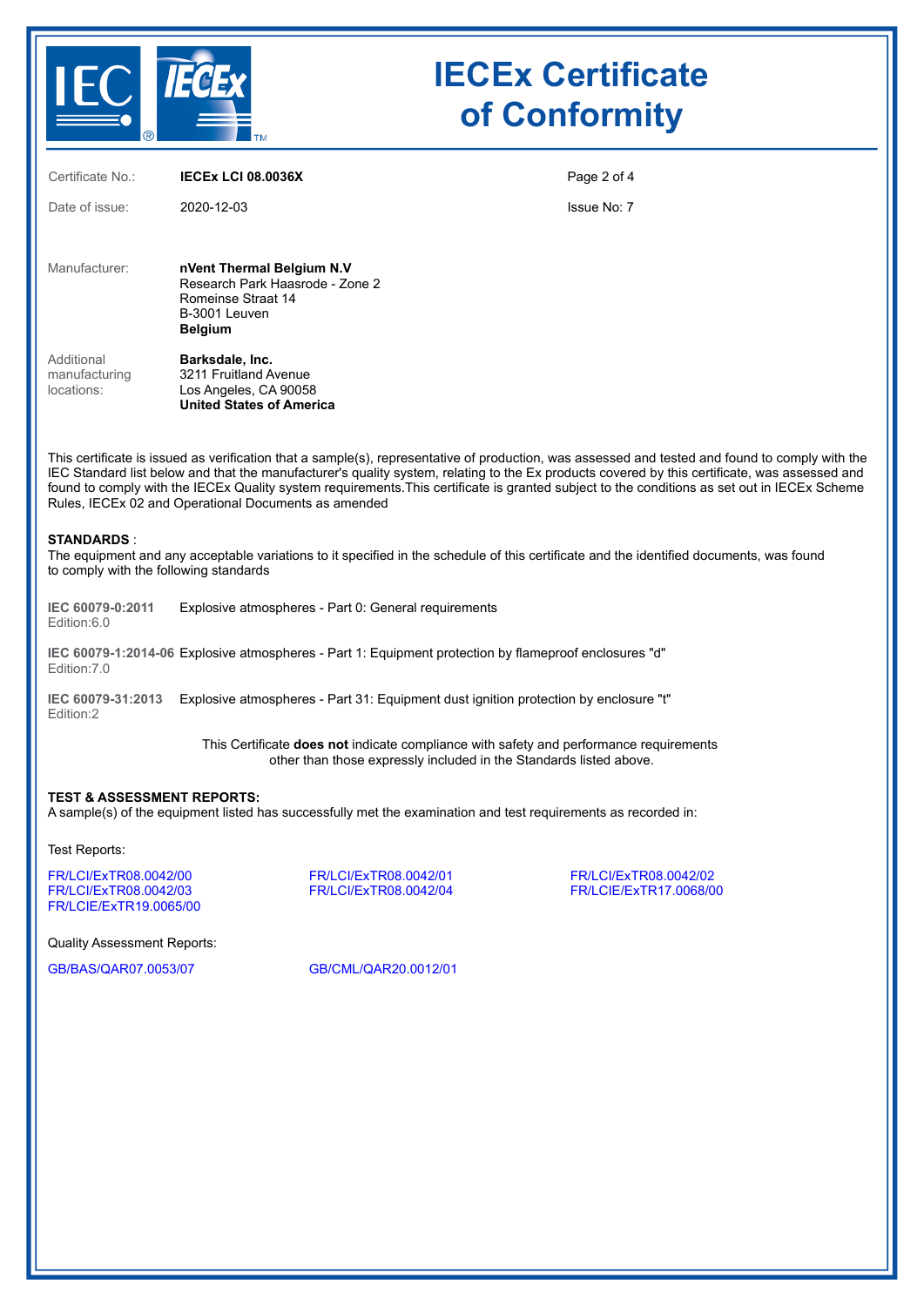# IECEx Certificate of Conformity

| | | |
|---|---|---|
| Certificate No.: | **IECEx LCI 08.0036X** | |
| Date of issue: | 2020-12-03 | Issue No: 7 |

Manufacturer: **nVent Thermal Belgium N.V**
Research Park Haasrode - Zone 2
Romeinse Straat 14
B-3001 Leuven
**Belgium**

Additional manufacturing locations: **Barksdale, Inc.**
3211 Fruitland Avenue
Los Angeles, CA 90058
**United States of America**

This certificate is issued as verification that a sample(s), representative of production, was assessed and tested and found to comply with the IEC Standard list below and that the manufacturer's quality system, relating to the Ex products covered by this certificate, was assessed and found to comply with the IECEx Quality system requirements.This certificate is granted subject to the conditions as set out in IECEx Scheme Rules, IECEx 02 and Operational Documents as amended

**STANDARDS** :
The equipment and any acceptable variations to it specified in the schedule of this certificate and the identified documents, was found to comply with the following standards

| Standard | Title |
|---|---|
| **IEC 60079-0:2011** Edition:6.0 | Explosive atmospheres - Part 0: General requirements |
| **IEC 60079-1:2014-06** Edition:7.0 | Explosive atmospheres - Part 1: Equipment protection by flameproof enclosures "d" |
| **IEC 60079-31:2013** Edition:2 | Explosive atmospheres - Part 31: Equipment dust ignition protection by enclosure "t" |

This Certificate **does not** indicate compliance with safety and performance requirements other than those expressly included in the Standards listed above.

**TEST & ASSESSMENT REPORTS:**
A sample(s) of the equipment listed has successfully met the examination and test requirements as recorded in:

Test Reports:

FR/LCI/ExTR08.0042/00
FR/LCI/ExTR08.0042/01
FR/LCI/ExTR08.0042/02
FR/LCI/ExTR08.0042/03
FR/LCI/ExTR08.0042/04
FR/LCIE/ExTR17.0068/00
FR/LCIE/ExTR19.0065/00

Quality Assessment Reports:

GB/BAS/QAR07.0053/07
GB/CML/QAR20.0012/01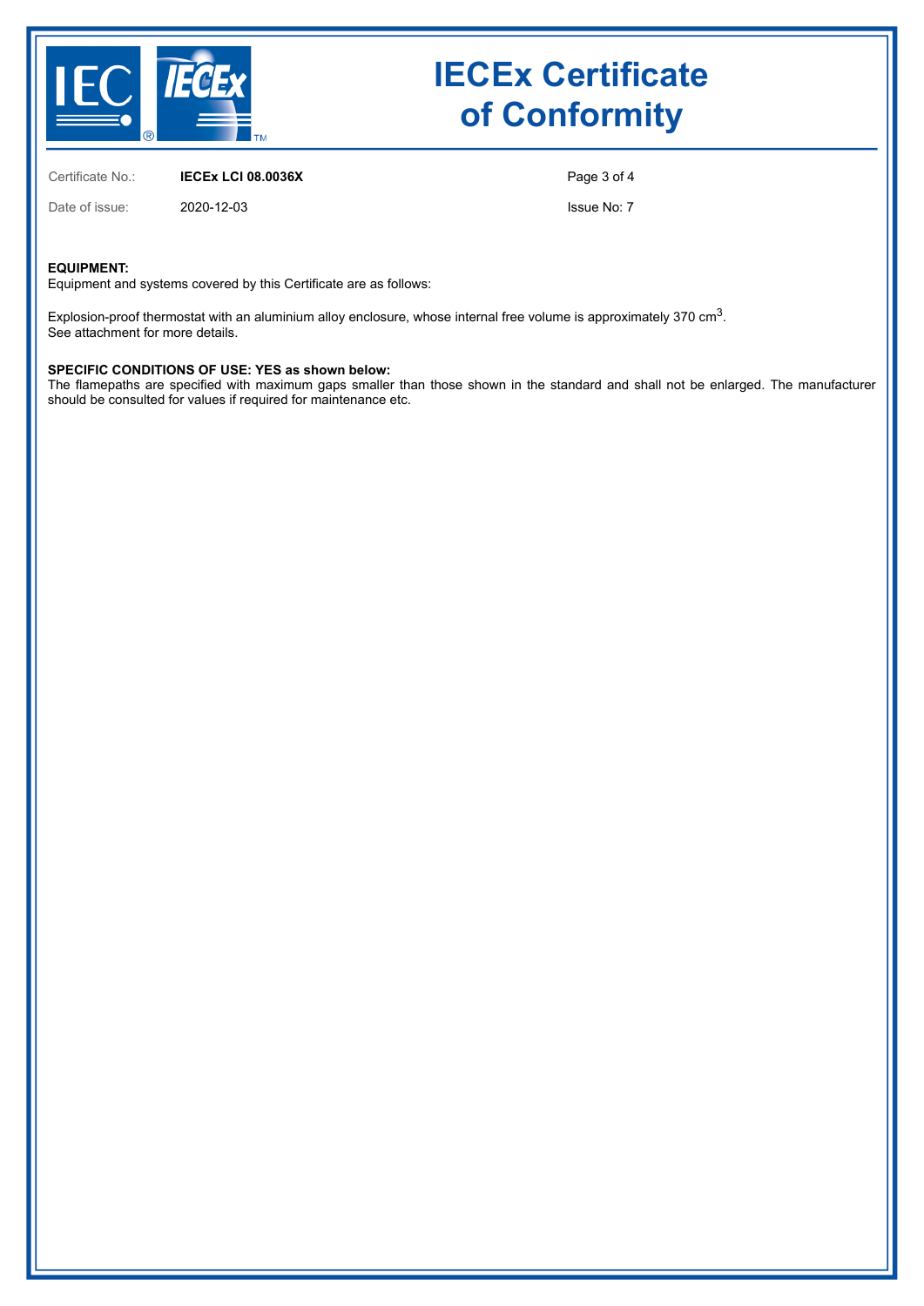# IECEx Certificate of Conformity

Certificate No.: **IECEx LCI 08.0036X**

Date of issue: 2020-12-03

Issue No: 7

**EQUIPMENT:**
Equipment and systems covered by this Certificate are as follows:

Explosion-proof thermostat with an aluminium alloy enclosure, whose internal free volume is approximately 370 $cm^3$.
See attachment for more details.

**SPECIFIC CONDITIONS OF USE: YES as shown below:**
The flamepaths are specified with maximum gaps smaller than those shown in the standard and shall not be enlarged. The manufacturer should be consulted for values if required for maintenance etc.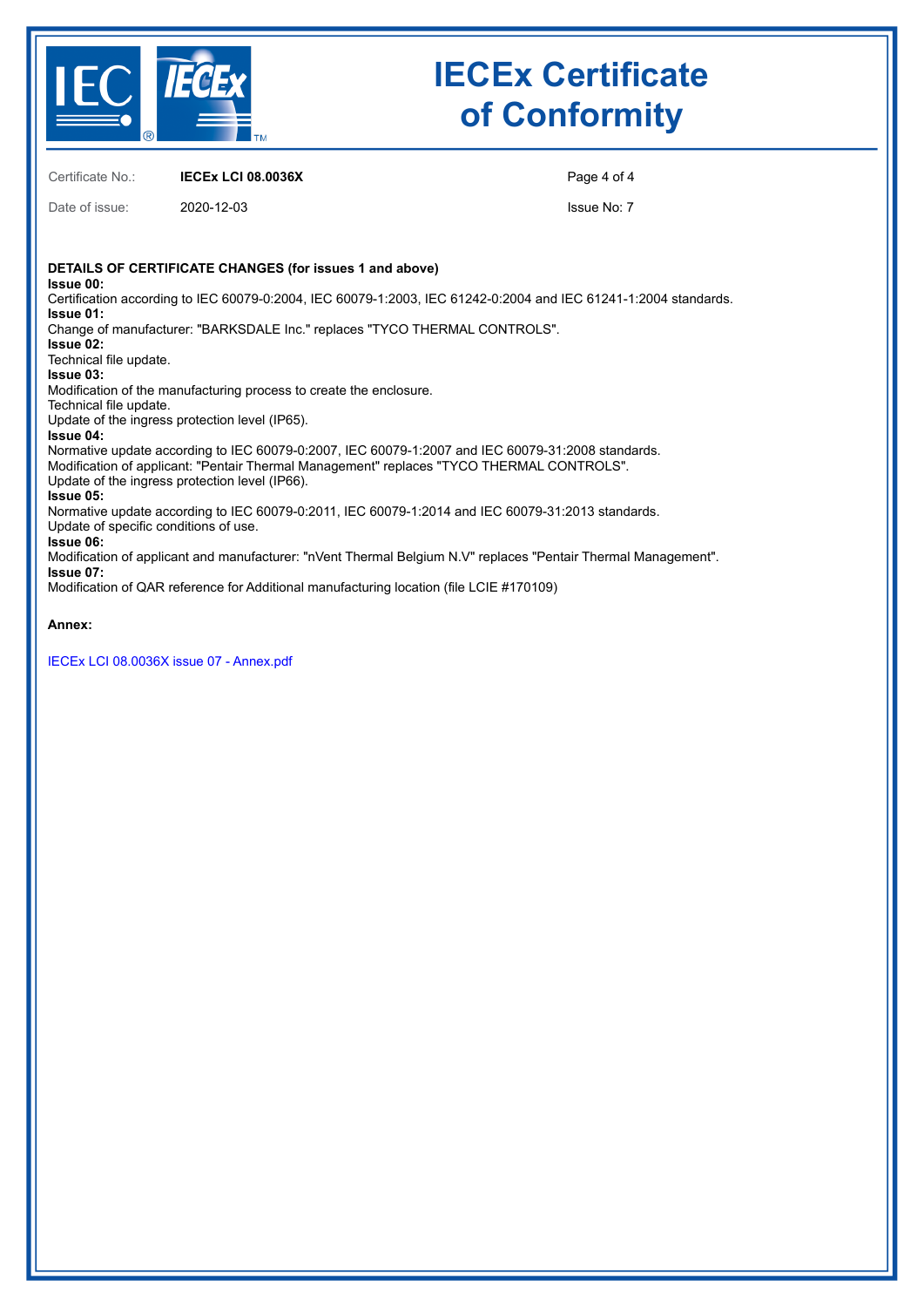# IECEx Certificate of Conformity

Certificate No.: **IECEx LCI 08.0036X**

Date of issue: 2020-12-03

Issue No: 7

**DETAILS OF CERTIFICATE CHANGES (for issues 1 and above)**

**Issue 00:**
Certification according to IEC 60079-0:2004, IEC 60079-1:2003, IEC 61242-0:2004 and IEC 61241-1:2004 standards.

**Issue 01:**
Change of manufacturer: "BARKSDALE Inc." replaces "TYCO THERMAL CONTROLS".

**Issue 02:**
Technical file update.

**Issue 03:**
Modification of the manufacturing process to create the enclosure.
Technical file update.
Update of the ingress protection level (IP65).

**Issue 04:**
Normative update according to IEC 60079-0:2007, IEC 60079-1:2007 and IEC 60079-31:2008 standards.
Modification of applicant: "Pentair Thermal Management" replaces "TYCO THERMAL CONTROLS".
Update of the ingress protection level (IP66).

**Issue 05:**
Normative update according to IEC 60079-0:2011, IEC 60079-1:2014 and IEC 60079-31:2013 standards.
Update of specific conditions of use.

**Issue 06:**
Modification of applicant and manufacturer: "nVent Thermal Belgium N.V" replaces "Pentair Thermal Management".

**Issue 07:**
Modification of QAR reference for Additional manufacturing location (file LCIE #170109)

**Annex:**

IECEx LCI 08.0036X issue 07 - Annex.pdf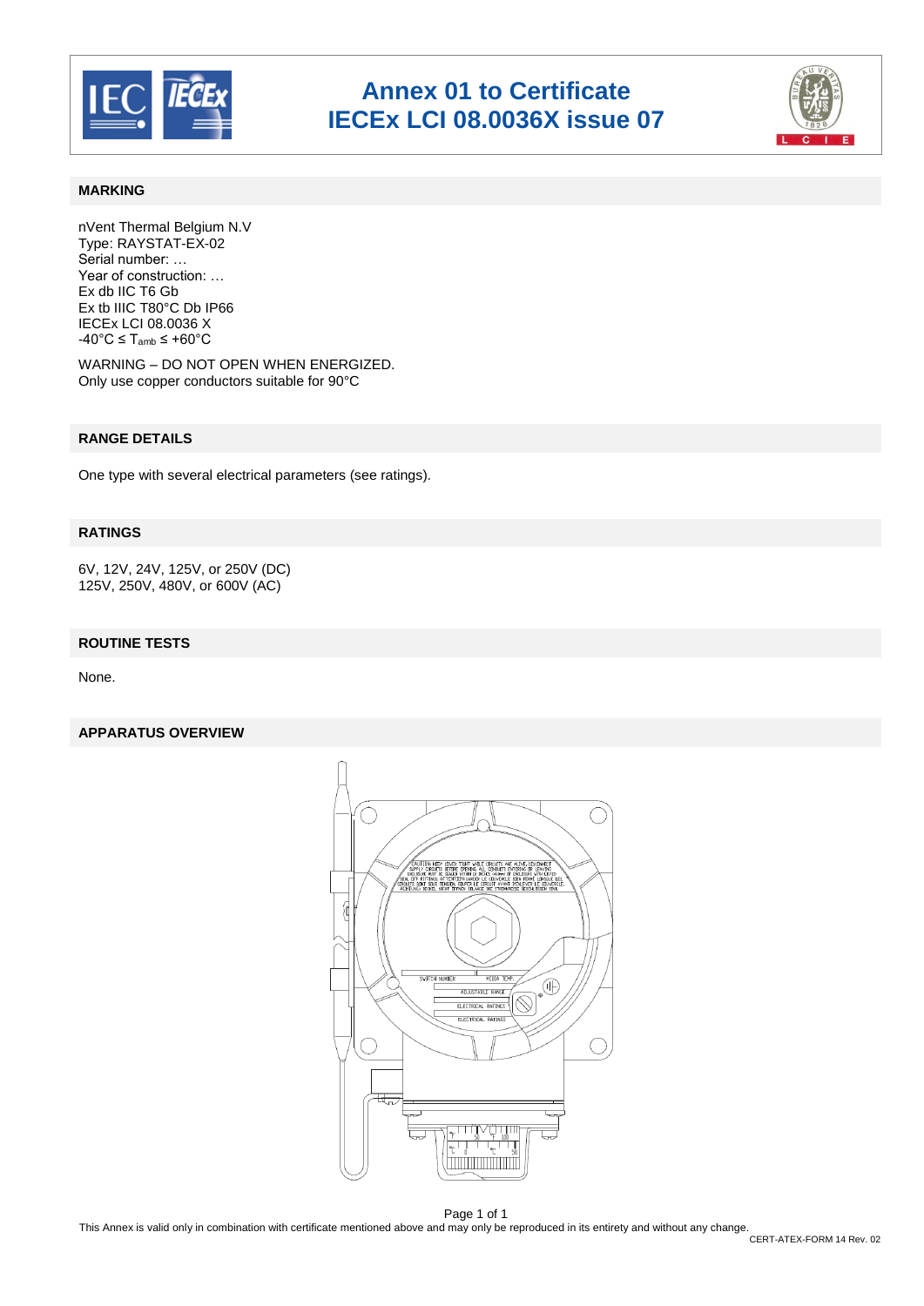# Annex 01 to Certificate IECEx LCI 08.0036X issue 07

## MARKING

nVent Thermal Belgium N.V
Type: RAYSTAT-EX-02
Serial number: …
Year of construction: …
Ex db IIC T6 Gb
Ex tb IIIC T80°C Db IP66
IECEx LCI 08.0036 X
-40°C ≤ $T_{amb}$ ≤ +60°C

WARNING – DO NOT OPEN WHEN ENERGIZED.
Only use copper conductors suitable for 90°C

## RANGE DETAILS

One type with several electrical parameters (see ratings).

## RATINGS

6V, 12V, 24V, 125V, or 250V (DC)
125V, 250V, 480V, or 600V (AC)

## ROUTINE TESTS

None.

## APPARATUS OVERVIEW

This Annex is valid only in combination with certificate mentioned above and may only be reproduced in its entirety and without any change.

CERT-ATEX-FORM 14 Rev. 02